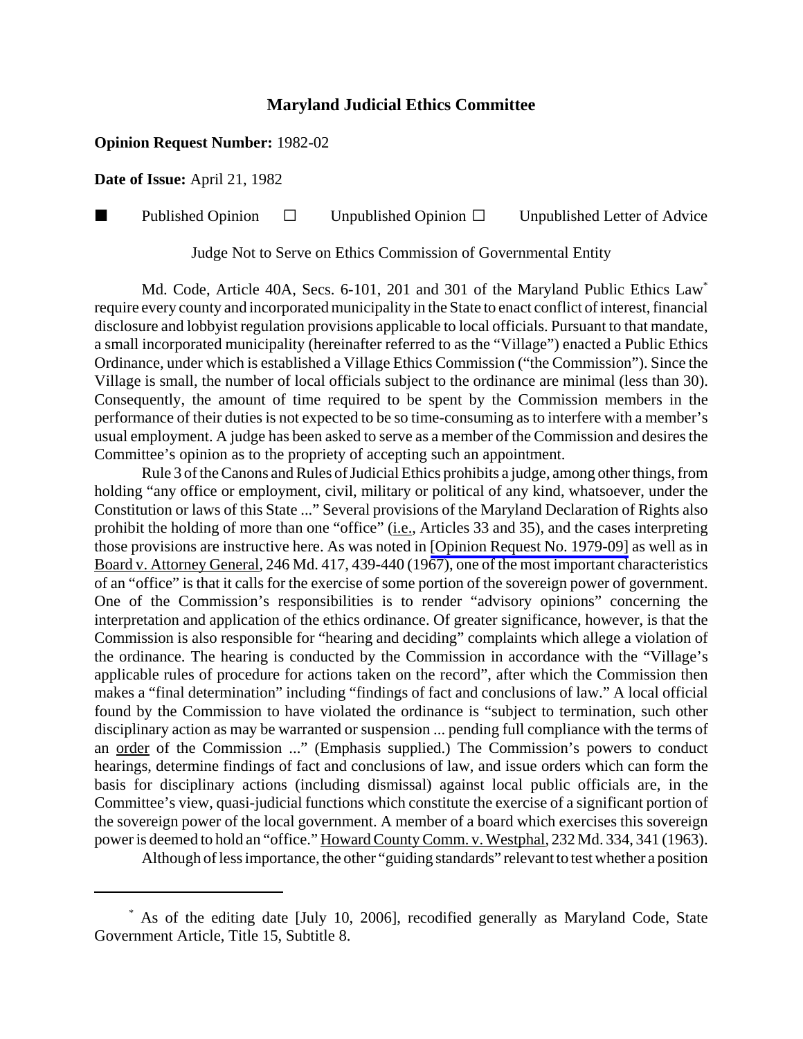# Maryland Judicial Ethics Committee

**Opinion Request Number:** 1982-02

**Date of Issue:** April 21, 1982

■ Published Opinion ☐ Unpublished Opinion ☐ Unpublished Letter of Advice

Judge Not to Serve on Ethics Commission of Governmental Entity

Md. Code, Article 40A, Secs. 6-101, 201 and 301 of the Maryland Public Ethics Law* require every county and incorporated municipality in the State to enact conflict of interest, financial disclosure and lobbyist regulation provisions applicable to local officials. Pursuant to that mandate, a small incorporated municipality (hereinafter referred to as the "Village") enacted a Public Ethics Ordinance, under which is established a Village Ethics Commission ("the Commission"). Since the Village is small, the number of local officials subject to the ordinance are minimal (less than 30). Consequently, the amount of time required to be spent by the Commission members in the performance of their duties is not expected to be so time-consuming as to interfere with a member's usual employment. A judge has been asked to serve as a member of the Commission and desires the Committee's opinion as to the propriety of accepting such an appointment.

Rule 3 of the Canons and Rules of Judicial Ethics prohibits a judge, among other things, from holding "any office or employment, civil, military or political of any kind, whatsoever, under the Constitution or laws of this State ..." Several provisions of the Maryland Declaration of Rights also prohibit the holding of more than one "office" (i.e., Articles 33 and 35), and the cases interpreting those provisions are instructive here. As was noted in [Opinion Request No. 1979-09] as well as in Board v. Attorney General, 246 Md. 417, 439-440 (1967), one of the most important characteristics of an "office" is that it calls for the exercise of some portion of the sovereign power of government. One of the Commission's responsibilities is to render "advisory opinions" concerning the interpretation and application of the ethics ordinance. Of greater significance, however, is that the Commission is also responsible for "hearing and deciding" complaints which allege a violation of the ordinance. The hearing is conducted by the Commission in accordance with the "Village's applicable rules of procedure for actions taken on the record", after which the Commission then makes a "final determination" including "findings of fact and conclusions of law." A local official found by the Commission to have violated the ordinance is "subject to termination, such other disciplinary action as may be warranted or suspension ... pending full compliance with the terms of an order of the Commission ..." (Emphasis supplied.) The Commission's powers to conduct hearings, determine findings of fact and conclusions of law, and issue orders which can form the basis for disciplinary actions (including dismissal) against local public officials are, in the Committee's view, quasi-judicial functions which constitute the exercise of a significant portion of the sovereign power of the local government. A member of a board which exercises this sovereign power is deemed to hold an "office." Howard County Comm. v. Westphal, 232 Md. 334, 341 (1963).

Although of less importance, the other "guiding standards" relevant to test whether a position

---

* As of the editing date [July 10, 2006], recodified generally as Maryland Code, State Government Article, Title 15, Subtitle 8.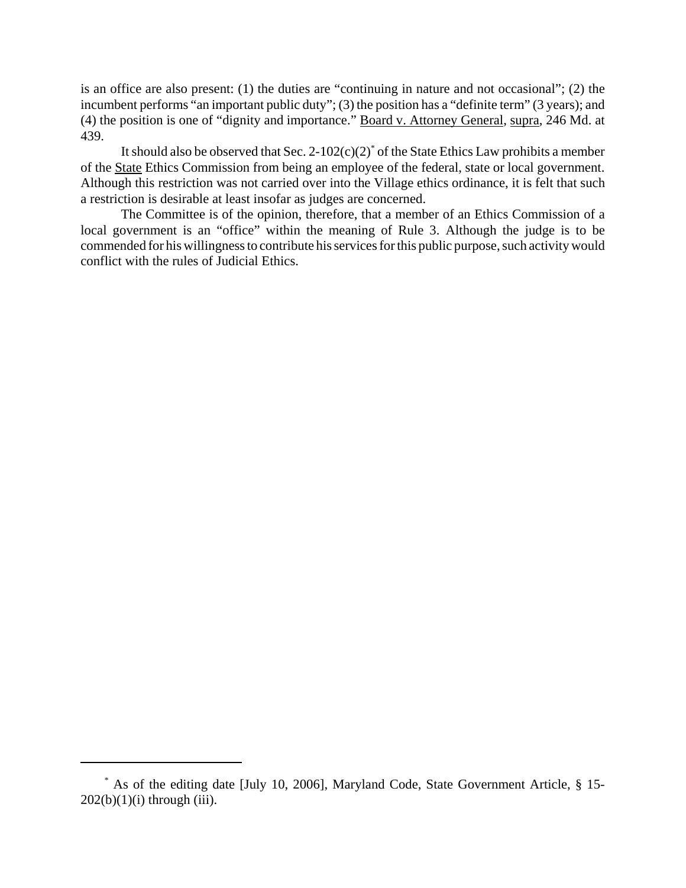is an office are also present: (1) the duties are "continuing in nature and not occasional"; (2) the incumbent performs "an important public duty"; (3) the position has a "definite term" (3 years); and (4) the position is one of "dignity and importance." Board v. Attorney General, supra, 246 Md. at 439.

It should also be observed that Sec. 2-102(c)(2)* of the State Ethics Law prohibits a member of the State Ethics Commission from being an employee of the federal, state or local government. Although this restriction was not carried over into the Village ethics ordinance, it is felt that such a restriction is desirable at least insofar as judges are concerned.

The Committee is of the opinion, therefore, that a member of an Ethics Commission of a local government is an "office" within the meaning of Rule 3. Although the judge is to be commended for his willingness to contribute his services for this public purpose, such activity would conflict with the rules of Judicial Ethics.

---

* As of the editing date [July 10, 2006], Maryland Code, State Government Article, § 15-202(b)(1)(i) through (iii).